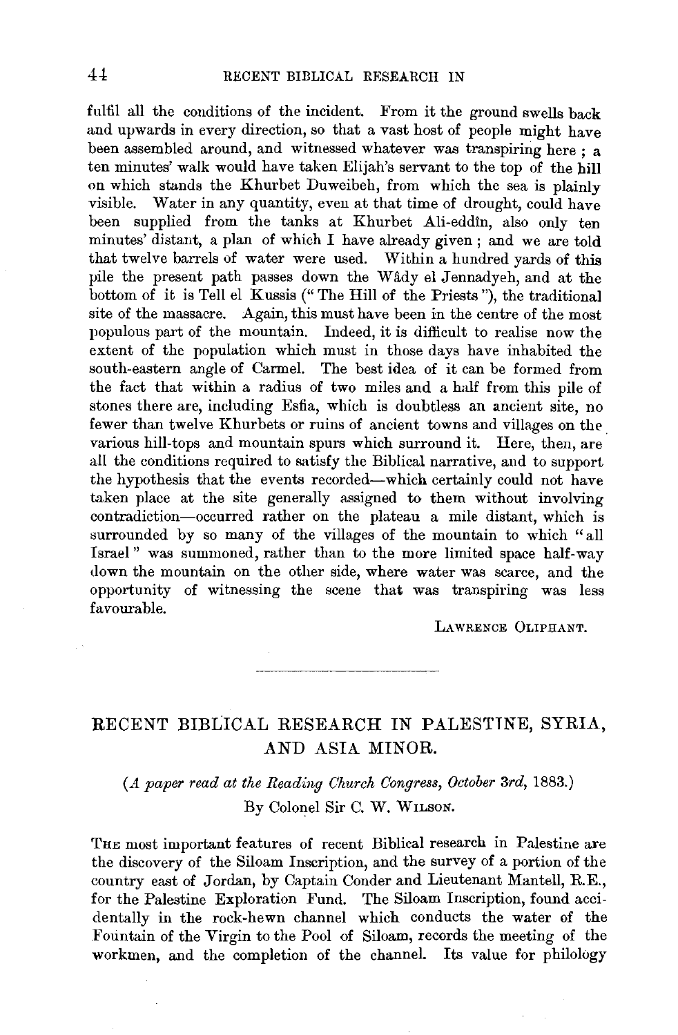fulfil all the conditions of the incident. From it the ground swells back and upwards in every direction, so that a vast host of people might have been assembled around, and witnessed whatever was transpiring here ; a ten minutes' walk would have taken Elijah's servant to the top of the hill on which stands the Khurbet Duweibeh, from which the sea is plainly visible. Water in any quantity, even at that time of drought, could have been supplied from the tanks at Khurbet Ali-eddîn, also only ten minutes' distant, a plan of which I have already given ; and we are told that twelve barrels of water were used. Within a hundred yards of this pile the present path passes down the Wâdy el Jennadyeh, and at the bottom of it is Tell el Kussis ("The Hill of the Priests"), the traditional site of the massacre. Again, this must have been in the centre of the most populous part of the mountain. Indeed, it is difficult to realise now the extent of the population which must in those days have inhabited the south-eastern angle of Carmel. The best idea of it can be formed from the fact that within a radius of two miles and a half from this pile of stones there are, including Esfia, which is doubtless an ancient site, no fewer than twelve Khurbets or ruins of ancient towns and villages on the various hill-tops and mountain spurs which surround it. Here, then, are all the conditions required to satisfy the Biblical narrative, and to support the hypothesis that the events recorded—which certainly could not have taken place at the site generally assigned to them without involving contradiction—occurred rather on the plateau a mile distant, which is surrounded by so many of the villages of the mountain to which "all Israel" was summoned, rather than to the more limited space half-way down the mountain on the other side, where water was scarce, and the opportunity of witnessing the scene that was transpiring was less favourable.

LAWRENCE OLIPHANT.

---

## RECENT BIBLICAL RESEARCH IN PALESTINE, SYRIA, AND ASIA MINOR.

*(A paper read at the Reading Church Congress, October 3rd, 1883.)*

By Colonel Sir C. W. WILSON.

THE most important features of recent Biblical research in Palestine are the discovery of the Siloam Inscription, and the survey of a portion of the country east of Jordan, by Captain Conder and Lieutenant Mantell, R.E., for the Palestine Exploration Fund. The Siloam Inscription, found accidentally in the rock-hewn channel which conducts the water of the Fountain of the Virgin to the Pool of Siloam, records the meeting of the workmen, and the completion of the channel. Its value for philology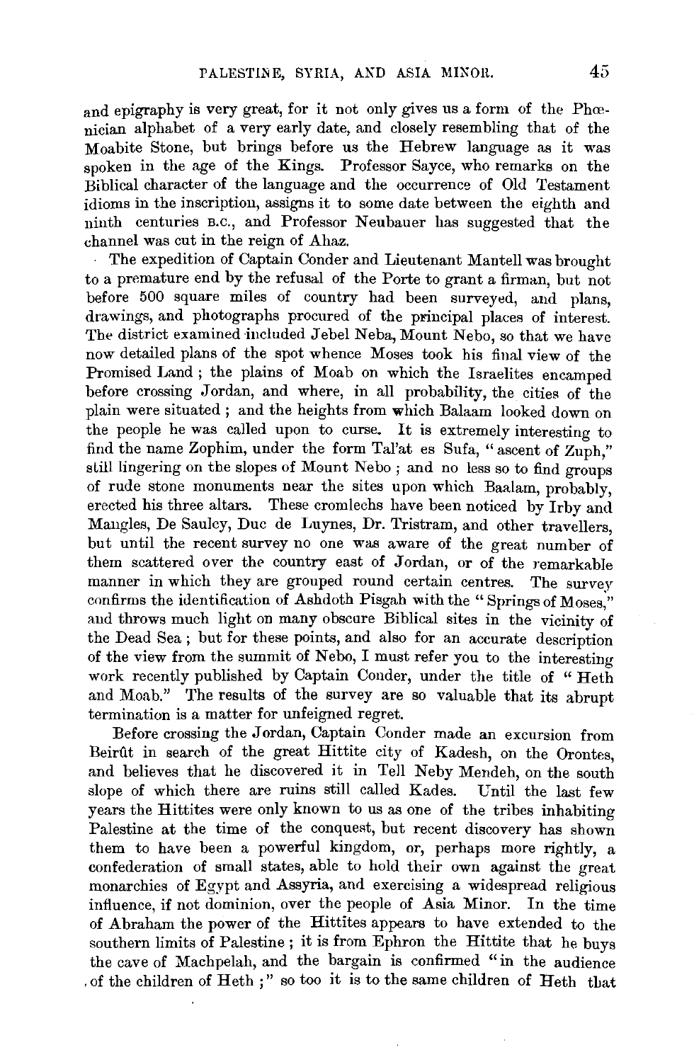and epigraphy is very great, for it not only gives us a form of the Phœnician alphabet of a very early date, and closely resembling that of the Moabite Stone, but brings before us the Hebrew language as it was spoken in the age of the Kings. Professor Sayce, who remarks on the Biblical character of the language and the occurrence of Old Testament idioms in the inscription, assigns it to some date between the eighth and ninth centuries B.C., and Professor Neubauer has suggested that the channel was cut in the reign of Ahaz.

The expedition of Captain Conder and Lieutenant Mantell was brought to a premature end by the refusal of the Porte to grant a firman, but not before 500 square miles of country had been surveyed, and plans, drawings, and photographs procured of the principal places of interest. The district examined included Jebel Neba, Mount Nebo, so that we have now detailed plans of the spot whence Moses took his final view of the Promised Land; the plains of Moab on which the Israelites encamped before crossing Jordan, and where, in all probability, the cities of the plain were situated; and the heights from which Balaam looked down on the people he was called upon to curse. It is extremely interesting to find the name Zophim, under the form Tal'at es Sufa, "ascent of Zuph," still lingering on the slopes of Mount Nebo; and no less so to find groups of rude stone monuments near the sites upon which Baalam, probably, erected his three altars. These cromlechs have been noticed by Irby and Mangles, De Saulcy, Duc de Luynes, Dr. Tristram, and other travellers, but until the recent survey no one was aware of the great number of them scattered over the country east of Jordan, or of the remarkable manner in which they are grouped round certain centres. The survey confirms the identification of Ashdoth Pisgah with the "Springs of Moses," and throws much light on many obscure Biblical sites in the vicinity of the Dead Sea; but for these points, and also for an accurate description of the view from the summit of Nebo, I must refer you to the interesting work recently published by Captain Conder, under the title of "Heth and Moab." The results of the survey are so valuable that its abrupt termination is a matter for unfeigned regret.

Before crossing the Jordan, Captain Conder made an excursion from Beirût in search of the great Hittite city of Kadesh, on the Orontes, and believes that he discovered it in Tell Neby Mendeh, on the south slope of which there are ruins still called Kades. Until the last few years the Hittites were only known to us as one of the tribes inhabiting Palestine at the time of the conquest, but recent discovery has shown them to have been a powerful kingdom, or, perhaps more rightly, a confederation of small states, able to hold their own against the great monarchies of Egypt and Assyria, and exercising a widespread religious influence, if not dominion, over the people of Asia Minor. In the time of Abraham the power of the Hittites appears to have extended to the southern limits of Palestine; it is from Ephron the Hittite that he buys the cave of Machpelah, and the bargain is confirmed "in the audience of the children of Heth;" so too it is to the same children of Heth that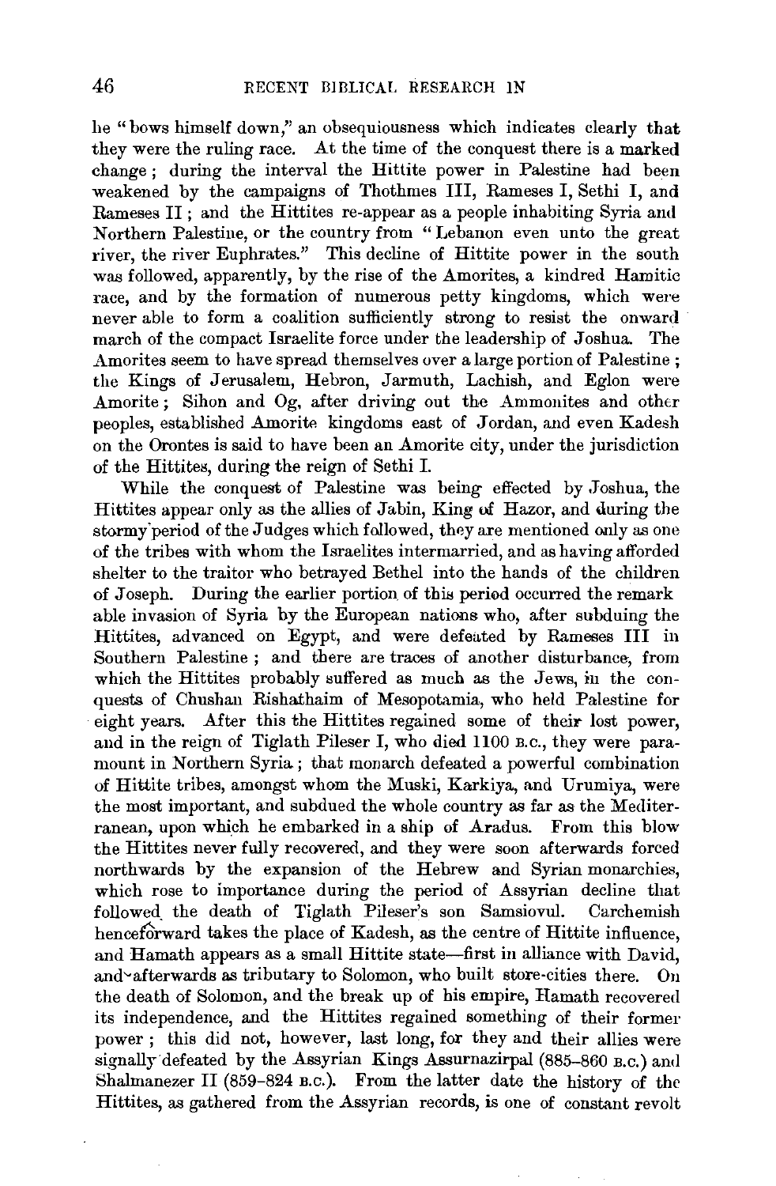he "bows himself down," an obsequiousness which indicates clearly that they were the ruling race. At the time of the conquest there is a marked change; during the interval the Hittite power in Palestine had been weakened by the campaigns of Thothmes III, Rameses I, Sethi I, and Rameses II; and the Hittites re-appear as a people inhabiting Syria and Northern Palestine, or the country from "Lebanon even unto the great river, the river Euphrates." This decline of Hittite power in the south was followed, apparently, by the rise of the Amorites, a kindred Hamitic race, and by the formation of numerous petty kingdoms, which were never able to form a coalition sufficiently strong to resist the onward march of the compact Israelite force under the leadership of Joshua. The Amorites seem to have spread themselves over a large portion of Palestine; the Kings of Jerusalem, Hebron, Jarmuth, Lachish, and Eglon were Amorite; Sihon and Og, after driving out the Ammonites and other peoples, established Amorite kingdoms east of Jordan, and even Kadesh on the Orontes is said to have been an Amorite city, under the jurisdiction of the Hittites, during the reign of Sethi I.

While the conquest of Palestine was being effected by Joshua, the Hittites appear only as the allies of Jabin, King of Hazor, and during the stormy period of the Judges which followed, they are mentioned only as one of the tribes with whom the Israelites intermarried, and as having afforded shelter to the traitor who betrayed Bethel into the hands of the children of Joseph. During the earlier portion of this period occurred the remarkable invasion of Syria by the European nations who, after subduing the Hittites, advanced on Egypt, and were defeated by Rameses III in Southern Palestine; and there are traces of another disturbance, from which the Hittites probably suffered as much as the Jews, in the conquests of Chushan Rishathaim of Mesopotamia, who held Palestine for eight years. After this the Hittites regained some of their lost power, and in the reign of Tiglath Pileser I, who died 1100 B.C., they were paramount in Northern Syria; that monarch defeated a powerful combination of Hittite tribes, amongst whom the Muski, Karkiya, and Urumiya, were the most important, and subdued the whole country as far as the Mediterranean, upon which he embarked in a ship of Aradus. From this blow the Hittites never fully recovered, and they were soon afterwards forced northwards by the expansion of the Hebrew and Syrian monarchies, which rose to importance during the period of Assyrian decline that followed the death of Tiglath Pileser's son Samsiovul. Carchemish henceforward takes the place of Kadesh, as the centre of Hittite influence, and Hamath appears as a small Hittite state—first in alliance with David, and afterwards as tributary to Solomon, who built store-cities there. On the death of Solomon, and the break up of his empire, Hamath recovered its independence, and the Hittites regained something of their former power; this did not, however, last long, for they and their allies were signally defeated by the Assyrian Kings Assurnazirpal (885–860 B.C.) and Shalmanezer II (859–824 B.C.). From the latter date the history of the Hittites, as gathered from the Assyrian records, is one of constant revolt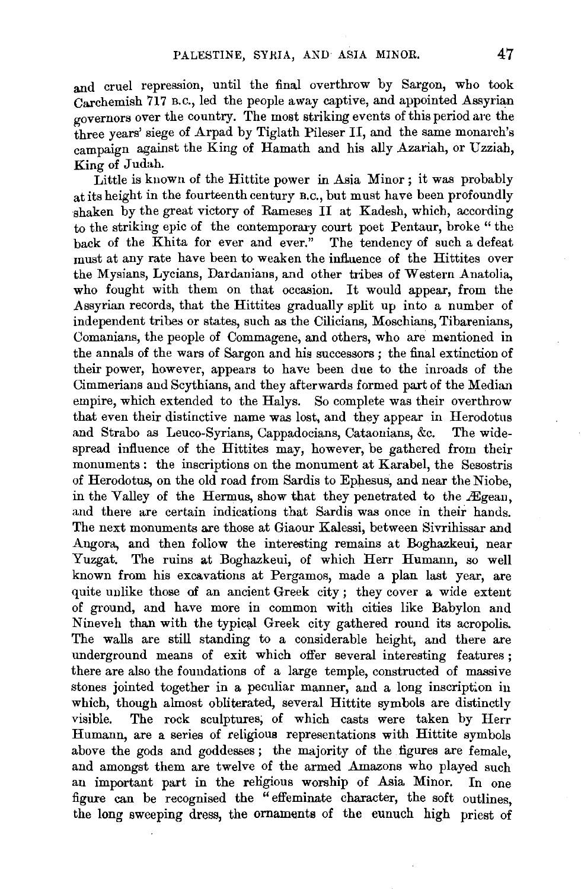and cruel repression, until the final overthrow by Sargon, who took Carchemish 717 B.C., led the people away captive, and appointed Assyrian governors over the country. The most striking events of this period are the three years' siege of Arpad by Tiglath Pileser II, and the same monarch's campaign against the King of Hamath and his ally Azariah, or Uzziah, King of Judah.

Little is known of the Hittite power in Asia Minor; it was probably at its height in the fourteenth century B.C., but must have been profoundly shaken by the great victory of Rameses II at Kadesh, which, according to the striking epic of the contemporary court poet Pentaur, broke "the back of the Khita for ever and ever." The tendency of such a defeat must at any rate have been to weaken the influence of the Hittites over the Mysians, Lycians, Dardanians, and other tribes of Western Anatolia, who fought with them on that occasion. It would appear, from the Assyrian records, that the Hittites gradually split up into a number of independent tribes or states, such as the Cilicians, Moschians, Tibarenians, Comanians, the people of Commagene, and others, who are mentioned in the annals of the wars of Sargon and his successors; the final extinction of their power, however, appears to have been due to the inroads of the Cimmerians and Scythians, and they afterwards formed part of the Median empire, which extended to the Halys. So complete was their overthrow that even their distinctive name was lost, and they appear in Herodotus and Strabo as Leuco-Syrians, Cappadocians, Cataonians, &c. The wide-spread influence of the Hittites may, however, be gathered from their monuments: the inscriptions on the monument at Karabel, the Sesostris of Herodotus, on the old road from Sardis to Ephesus, and near the Niobe, in the Valley of the Hermus, show that they penetrated to the Ægean, and there are certain indications that Sardis was once in their hands. The next monuments are those at Giaour Kalessi, between Sivrihissar and Angora, and then follow the interesting remains at Boghazkeui, near Yuzgat. The ruins at Boghazkeui, of which Herr Humann, so well known from his excavations at Pergamos, made a plan last year, are quite unlike those of an ancient Greek city; they cover a wide extent of ground, and have more in common with cities like Babylon and Nineveh than with the typical Greek city gathered round its acropolis. The walls are still standing to a considerable height, and there are underground means of exit which offer several interesting features; there are also the foundations of a large temple, constructed of massive stones jointed together in a peculiar manner, and a long inscription in which, though almost obliterated, several Hittite symbols are distinctly visible. The rock sculptures, of which casts were taken by Herr Humann, are a series of religious representations with Hittite symbols above the gods and goddesses; the majority of the figures are female, and amongst them are twelve of the armed Amazons who played such an important part in the religious worship of Asia Minor. In one figure can be recognised the "effeminate character, the soft outlines, the long sweeping dress, the ornaments of the eunuch high priest of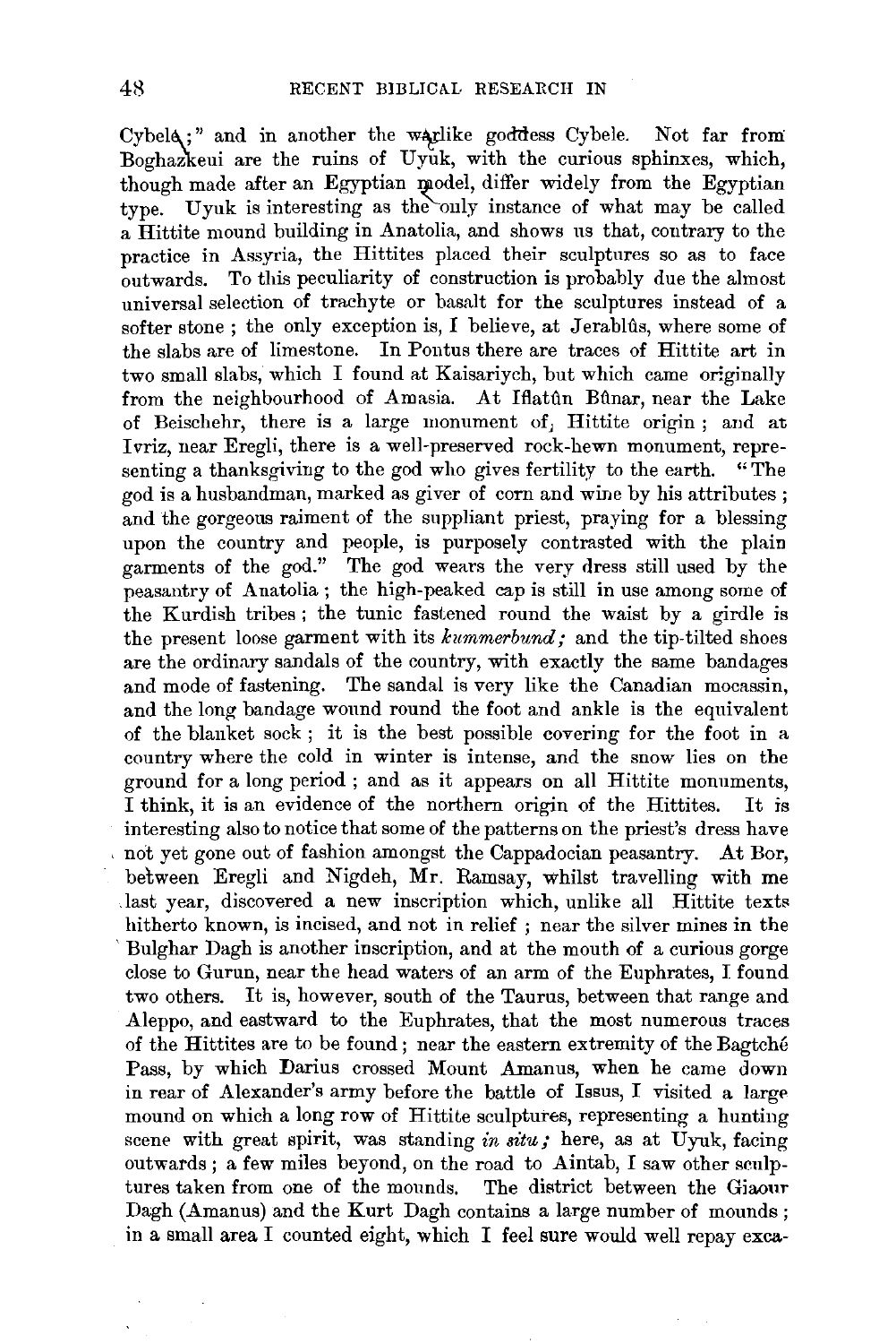Cybele;" and in another the warlike goddess Cybele. Not far from Boghazkeui are the ruins of Uyuk, with the curious sphinxes, which, though made after an Egyptian model, differ widely from the Egyptian type. Uyuk is interesting as the only instance of what may be called a Hittite mound building in Anatolia, and shows us that, contrary to the practice in Assyria, the Hittites placed their sculptures so as to face outwards. To this peculiarity of construction is probably due the almost universal selection of trachyte or basalt for the sculptures instead of a softer stone; the only exception is, I believe, at Jerablûs, where some of the slabs are of limestone. In Pontus there are traces of Hittite art in two small slabs, which I found at Kaisariyeh, but which came originally from the neighbourhood of Amasia. At Iflatûn Bûnar, near the Lake of Beischehr, there is a large monument of Hittite origin; and at Ivriz, near Eregli, there is a well-preserved rock-hewn monument, representing a thanksgiving to the god who gives fertility to the earth. "The god is a husbandman, marked as giver of corn and wine by his attributes; and the gorgeous raiment of the suppliant priest, praying for a blessing upon the country and people, is purposely contrasted with the plain garments of the god." The god wears the very dress still used by the peasantry of Anatolia; the high-peaked cap is still in use among some of the Kurdish tribes; the tunic fastened round the waist by a girdle is the present loose garment with its *kummerbund;* and the tip-tilted shoes are the ordinary sandals of the country, with exactly the same bandages and mode of fastening. The sandal is very like the Canadian mocassin, and the long bandage wound round the foot and ankle is the equivalent of the blanket sock; it is the best possible covering for the foot in a country where the cold in winter is intense, and the snow lies on the ground for a long period; and as it appears on all Hittite monuments, I think, it is an evidence of the northern origin of the Hittites. It is interesting also to notice that some of the patterns on the priest's dress have not yet gone out of fashion amongst the Cappadocian peasantry. At Bor, between Eregli and Nigdeh, Mr. Ramsay, whilst travelling with me last year, discovered a new inscription which, unlike all Hittite texts hitherto known, is incised, and not in relief; near the silver mines in the Bulghar Dagh is another inscription, and at the mouth of a curious gorge close to Gurun, near the head waters of an arm of the Euphrates, I found two others. It is, however, south of the Taurus, between that range and Aleppo, and eastward to the Euphrates, that the most numerous traces of the Hittites are to be found; near the eastern extremity of the Bagtché Pass, by which Darius crossed Mount Amanus, when he came down in rear of Alexander's army before the battle of Issus, I visited a large mound on which a long row of Hittite sculptures, representing a hunting scene with great spirit, was standing *in situ;* here, as at Uyuk, facing outwards; a few miles beyond, on the road to Aintab, I saw other sculptures taken from one of the mounds. The district between the Giaour Dagh (Amanus) and the Kurt Dagh contains a large number of mounds; in a small area I counted eight, which I feel sure would well repay exca-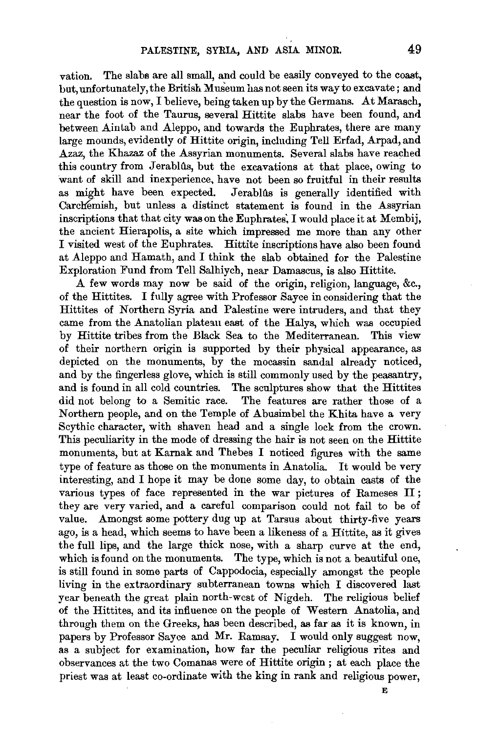vation. The slabs are all small, and could be easily conveyed to the coast, but, unfortunately, the British Museum has not seen its way to excavate; and the question is now, I believe, being taken up by the Germans. At Marasch, near the foot of the Taurus, several Hittite slabs have been found, and between Aintab and Aleppo, and towards the Euphrates, there are many large mounds, evidently of Hittite origin, including Tell Erfad, Arpad, and Azaz, the Khazaz of the Assyrian monuments. Several slabs have reached this country from Jerablûs, but the excavations at that place, owing to want of skill and inexperience, have not been so fruitful in their results as might have been expected. Jerablûs is generally identified with Carchemish, but unless a distinct statement is found in the Assyrian inscriptions that that city was on the Euphrates, I would place it at Membij, the ancient Hierapolis, a site which impressed me more than any other I visited west of the Euphrates. Hittite inscriptions have also been found at Aleppo and Hamath, and I think the slab obtained for the Palestine Exploration Fund from Tell Salhiyeh, near Damascus, is also Hittite.

A few words may now be said of the origin, religion, language, &c., of the Hittites. I fully agree with Professor Sayce in considering that the Hittites of Northern Syria and Palestine were intruders, and that they came from the Anatolian plateau east of the Halys, which was occupied by Hittite tribes from the Black Sea to the Mediterranean. This view of their northern origin is supported by their physical appearance, as depicted on the monuments, by the mocassin sandal already noticed, and by the fingerless glove, which is still commonly used by the peasantry, and is found in all cold countries. The sculptures show that the Hittites did not belong to a Semitic race. The features are rather those of a Northern people, and on the Temple of Abusimbel the Khita have a very Scythic character, with shaven head and a single lock from the crown. This peculiarity in the mode of dressing the hair is not seen on the Hittite monuments, but at Karnak and Thebes I noticed figures with the same type of feature as those on the monuments in Anatolia. It would be very interesting, and I hope it may be done some day, to obtain casts of the various types of face represented in the war pictures of Rameses II; they are very varied, and a careful comparison could not fail to be of value. Amongst some pottery dug up at Tarsus about thirty-five years ago, is a head, which seems to have been a likeness of a Hittite, as it gives the full lips, and the large thick nose, with a sharp curve at the end, which is found on the monuments. The type, which is not a beautiful one, is still found in some parts of Cappodocia, especially amongst the people living in the extraordinary subterranean towns which I discovered last year beneath the great plain north-west of Nigdeh. The religious belief of the Hittites, and its influence on the people of Western Anatolia, and through them on the Greeks, has been described, as far as it is known, in papers by Professor Sayce and Mr. Ramsay. I would only suggest now, as a subject for examination, how far the peculiar religious rites and observances at the two Comanas were of Hittite origin; at each place the priest was at least co-ordinate with the king in rank and religious power,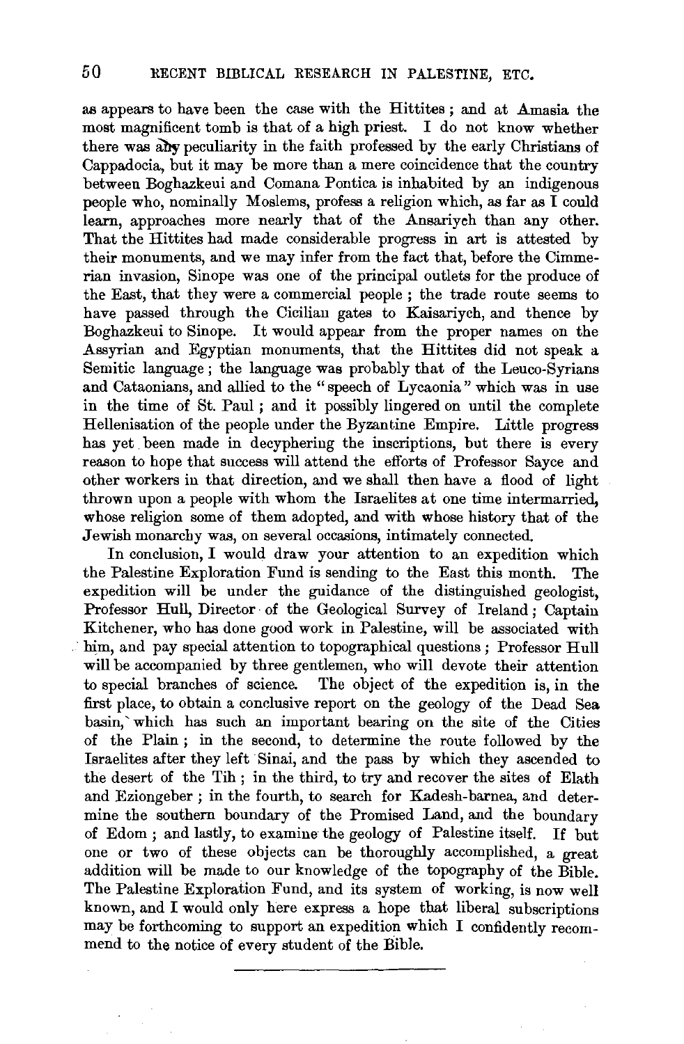as appears to have been the case with the Hittites; and at Amasia the most magnificent tomb is that of a high priest. I do not know whether there was any peculiarity in the faith professed by the early Christians of Cappadocia, but it may be more than a mere coincidence that the country between Boghazkeui and Comana Pontica is inhabited by an indigenous people who, nominally Moslems, profess a religion which, as far as I could learn, approaches more nearly that of the Ansariyeh than any other. That the Hittites had made considerable progress in art is attested by their monuments, and we may infer from the fact that, before the Cimmerian invasion, Sinope was one of the principal outlets for the produce of the East, that they were a commercial people; the trade route seems to have passed through the Cilician gates to Kaisariyeh, and thence by Boghazkeui to Sinope. It would appear from the proper names on the Assyrian and Egyptian monuments, that the Hittites did not speak a Semitic language; the language was probably that of the Leuco-Syrians and Cataonians, and allied to the "speech of Lycaonia" which was in use in the time of St. Paul; and it possibly lingered on until the complete Hellenisation of the people under the Byzantine Empire. Little progress has yet been made in decyphering the inscriptions, but there is every reason to hope that success will attend the efforts of Professor Sayce and other workers in that direction, and we shall then have a flood of light thrown upon a people with whom the Israelites at one time intermarried, whose religion some of them adopted, and with whose history that of the Jewish monarchy was, on several occasions, intimately connected.

In conclusion, I would draw your attention to an expedition which the Palestine Exploration Fund is sending to the East this month. The expedition will be under the guidance of the distinguished geologist, Professor Hull, Director of the Geological Survey of Ireland; Captain Kitchener, who has done good work in Palestine, will be associated with him, and pay special attention to topographical questions; Professor Hull will be accompanied by three gentlemen, who will devote their attention to special branches of science. The object of the expedition is, in the first place, to obtain a conclusive report on the geology of the Dead Sea basin, which has such an important bearing on the site of the Cities of the Plain; in the second, to determine the route followed by the Israelites after they left Sinai, and the pass by which they ascended to the desert of the Tih; in the third, to try and recover the sites of Elath and Eziongeber; in the fourth, to search for Kadesh-barnea, and determine the southern boundary of the Promised Land, and the boundary of Edom; and lastly, to examine the geology of Palestine itself. If but one or two of these objects can be thoroughly accomplished, a great addition will be made to our knowledge of the topography of the Bible. The Palestine Exploration Fund, and its system of working, is now well known, and I would only here express a hope that liberal subscriptions may be forthcoming to support an expedition which I confidently recommend to the notice of every student of the Bible.

---